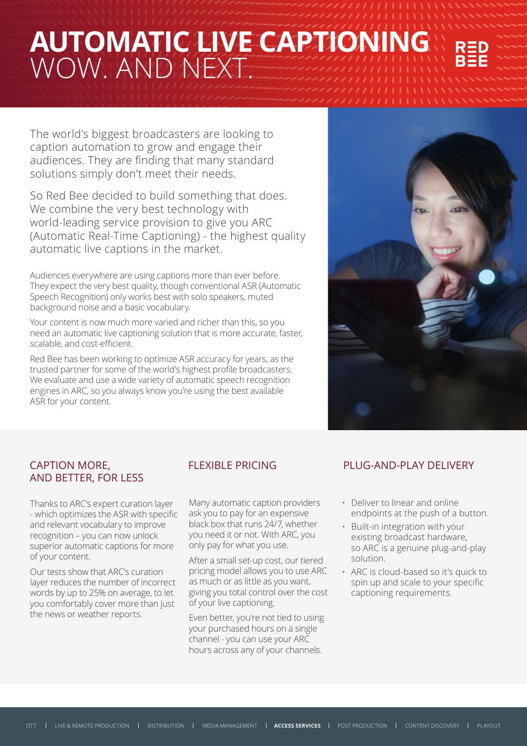# AUTOMATIC LIVE CAPTIONING
## WOW. AND NEXT.

The world's biggest broadcasters are looking to caption automation to grow and engage their audiences. They are finding that many standard solutions simply don't meet their needs.

So Red Bee decided to build something that does. We combine the very best technology with world-leading service provision to give you ARC (Automatic Real-Time Captioning) - the highest quality automatic live captions in the market.

Audiences everywhere are using captions more than ever before. They expect the very best quality, though conventional ASR (Automatic Speech Recognition) only works best with solo speakers, muted background noise and a basic vocabulary.

Your content is now much more varied and richer than this, so you need an automatic live captioning solution that is more accurate, faster, scalable, and cost-efficient.

Red Bee has been working to optimize ASR accuracy for years, as the trusted partner for some of the world's highest profile broadcasters. We evaluate and use a wide variety of automatic speech recognition engines in ARC, so you always know you're using the best available ASR for your content.

## CAPTION MORE, AND BETTER, FOR LESS

Thanks to ARC's expert curation layer - which optimizes the ASR with specific and relevant vocabulary to improve recognition – you can now unlock superior automatic captions for more of your content.

Our tests show that ARC's curation layer reduces the number of incorrect words by up to 25% on average, to let you comfortably cover more than just the news or weather reports.

## FLEXIBLE PRICING

Many automatic caption providers ask you to pay for an expensive black box that runs 24/7, whether you need it or not. With ARC, you only pay for what you use.

After a small set-up cost, our tiered pricing model allows you to use ARC as much or as little as you want, giving you total control over the cost of your live captioning.

Even better, you're not tied to using your purchased hours on a single channel - you can use your ARC hours across any of your channels.

## PLUG-AND-PLAY DELIVERY

- Deliver to linear and online endpoints at the push of a button.
- Built-in integration with your existing broadcast hardware, so ARC is a genuine plug-and-play solution.
- ARC is cloud-based so it's quick to spin up and scale to your specific captioning requirements.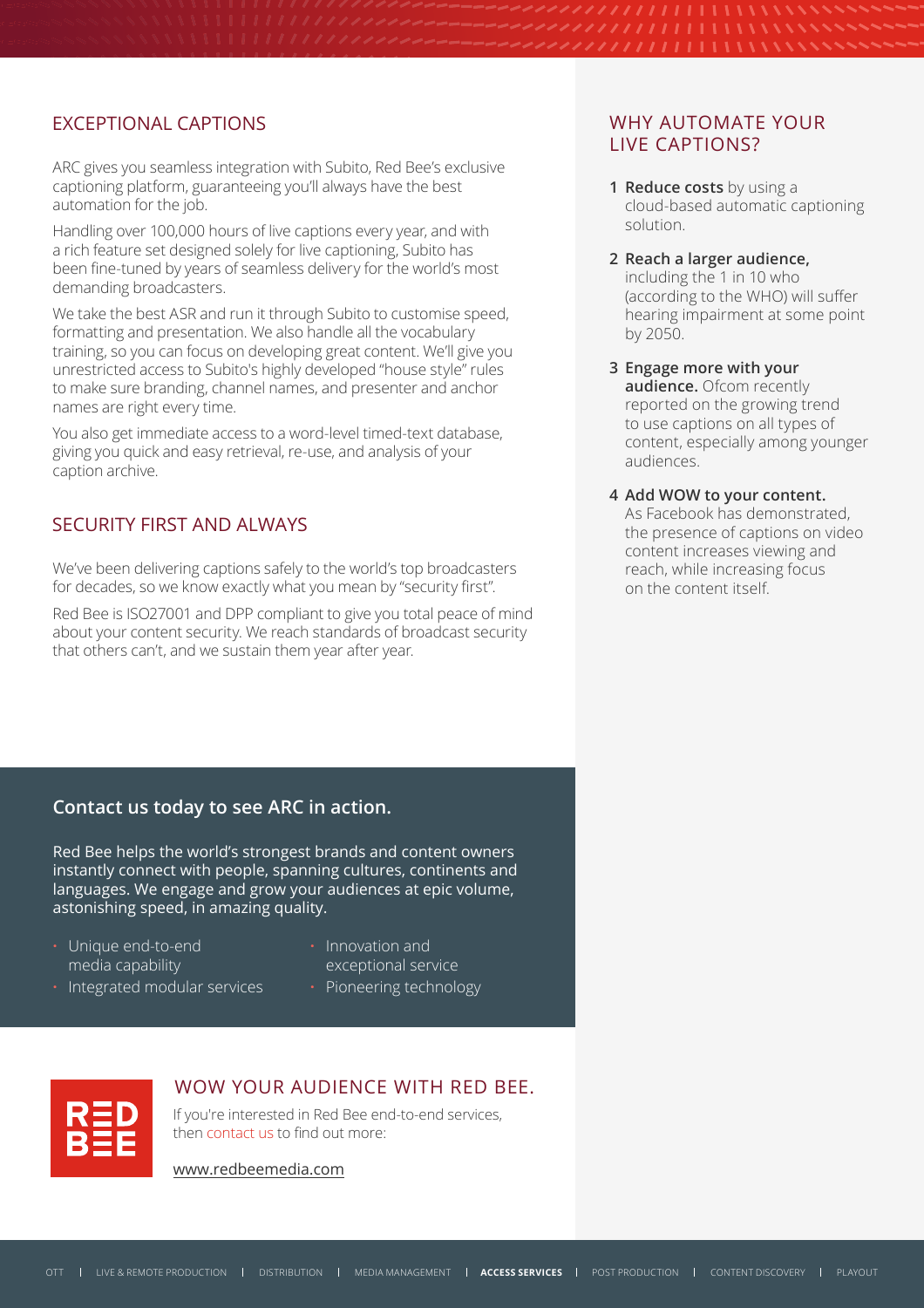## EXCEPTIONAL CAPTIONS

ARC gives you seamless integration with Subito, Red Bee's exclusive captioning platform, guaranteeing you'll always have the best automation for the job.

Handling over 100,000 hours of live captions every year, and with a rich feature set designed solely for live captioning, Subito has been fine-tuned by years of seamless delivery for the world's most demanding broadcasters.

We take the best ASR and run it through Subito to customise speed, formatting and presentation. We also handle all the vocabulary training, so you can focus on developing great content. We'll give you unrestricted access to Subito's highly developed "house style" rules to make sure branding, channel names, and presenter and anchor names are right every time.

You also get immediate access to a word-level timed-text database, giving you quick and easy retrieval, re-use, and analysis of your caption archive.

## SECURITY FIRST AND ALWAYS

We've been delivering captions safely to the world's top broadcasters for decades, so we know exactly what you mean by "security first".

Red Bee is ISO27001 and DPP compliant to give you total peace of mind about your content security. We reach standards of broadcast security that others can't, and we sustain them year after year.

## WHY AUTOMATE YOUR LIVE CAPTIONS?

1. **Reduce costs** by using a cloud-based automatic captioning solution.
2. **Reach a larger audience,** including the 1 in 10 who (according to the WHO) will suffer hearing impairment at some point by 2050.
3. **Engage more with your audience.** Ofcom recently reported on the growing trend to use captions on all types of content, especially among younger audiences.
4. **Add WOW to your content.** As Facebook has demonstrated, the presence of captions on video content increases viewing and reach, while increasing focus on the content itself.

**Contact us today to see ARC in action.**

Red Bee helps the world's strongest brands and content owners instantly connect with people, spanning cultures, continents and languages. We engage and grow your audiences at epic volume, astonishing speed, in amazing quality.

- Unique end-to-end media capability
- Integrated modular services
- Innovation and exceptional service
- Pioneering technology

RED BEE

## WOW YOUR AUDIENCE WITH RED BEE.

If you're interested in Red Bee end-to-end services, then contact us to find out more:

www.redbeemedia.com

OTT | LIVE & REMOTE PRODUCTION | DISTRIBUTION | MEDIA MANAGEMENT | **ACCESS SERVICES** | POST PRODUCTION | CONTENT DISCOVERY | PLAYOUT